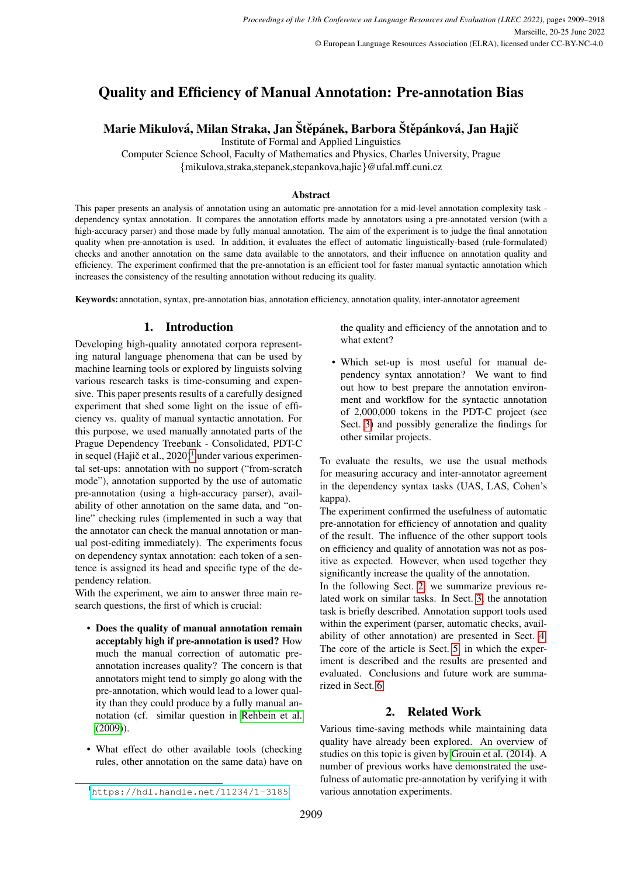# Quality and Efficiency of Manual Annotation: Pre-annotation Bias

**Marie Mikulová, Milan Straka, Jan Štěpánek, Barbora Štěpánková, Jan Hajič**

Institute of Formal and Applied Linguistics
Computer Science School, Faculty of Mathematics and Physics, Charles University, Prague
{mikulova,straka,stepanek,stepankova,hajic}@ufal.mff.cuni.cz

### Abstract

This paper presents an analysis of annotation using an automatic pre-annotation for a mid-level annotation complexity task - dependency syntax annotation. It compares the annotation efforts made by annotators using a pre-annotated version (with a high-accuracy parser) and those made by fully manual annotation. The aim of the experiment is to judge the final annotation quality when pre-annotation is used. In addition, it evaluates the effect of automatic linguistically-based (rule-formulated) checks and another annotation on the same data available to the annotators, and their influence on annotation quality and efficiency. The experiment confirmed that the pre-annotation is an efficient tool for faster manual syntactic annotation which increases the consistency of the resulting annotation without reducing its quality.

**Keywords:** annotation, syntax, pre-annotation bias, annotation efficiency, annotation quality, inter-annotator agreement

## 1. Introduction

Developing high-quality annotated corpora representing natural language phenomena that can be used by machine learning tools or explored by linguists solving various research tasks is time-consuming and expensive. This paper presents results of a carefully designed experiment that shed some light on the issue of efficiency vs. quality of manual syntactic annotation. For this purpose, we used manually annotated parts of the Prague Dependency Treebank - Consolidated, PDT-C in sequel (Hajič et al., 2020)[1] under various experimental set-ups: annotation with no support ("from-scratch mode"), annotation supported by the use of automatic pre-annotation (using a high-accuracy parser), availability of other annotation on the same data, and "on-line" checking rules (implemented in such a way that the annotator can check the manual annotation or manual post-editing immediately). The experiments focus on dependency syntax annotation: each token of a sentence is assigned its head and specific type of the dependency relation.

With the experiment, we aim to answer three main research questions, the first of which is crucial:

- **Does the quality of manual annotation remain acceptably high if pre-annotation is used?** How much the manual correction of automatic pre-annotation increases quality? The concern is that annotators might tend to simply go along with the pre-annotation, which would lead to a lower quality than they could produce by a fully manual annotation (cf. similar question in Rehbein et al. (2009)).
- What effect do other available tools (checking rules, other annotation on the same data) have on the quality and efficiency of the annotation and to what extent?
- Which set-up is most useful for manual dependency syntax annotation? We want to find out how to best prepare the annotation environment and workflow for the syntactic annotation of 2,000,000 tokens in the PDT-C project (see Sect. 3) and possibly generalize the findings for other similar projects.

To evaluate the results, we use the usual methods for measuring accuracy and inter-annotator agreement in the dependency syntax tasks (UAS, LAS, Cohen's kappa).

The experiment confirmed the usefulness of automatic pre-annotation for efficiency of annotation and quality of the result. The influence of the other support tools on efficiency and quality of annotation was not as positive as expected. However, when used together they significantly increase the quality of the annotation.

In the following Sect. 2 we summarize previous related work on similar tasks. In Sect. 3, the annotation task is briefly described. Annotation support tools used within the experiment (parser, automatic checks, availability of other annotation) are presented in Sect. 4. The core of the article is Sect. 5, in which the experiment is described and the results are presented and evaluated. Conclusions and future work are summarized in Sect. 6.

## 2. Related Work

Various time-saving methods while maintaining data quality have already been explored. An overview of studies on this topic is given by Grouin et al. (2014). A number of previous works have demonstrated the usefulness of automatic pre-annotation by verifying it with various annotation experiments.

[1] https://hdl.handle.net/11234/1-3185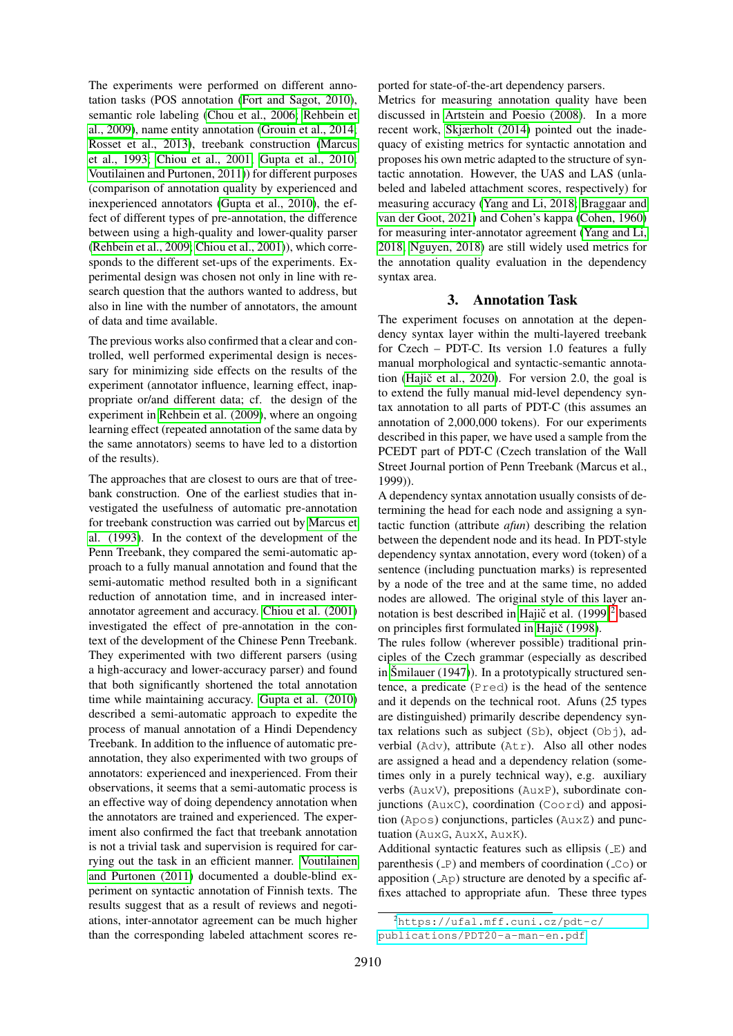The experiments were performed on different annotation tasks (POS annotation (Fort and Sagot, 2010), semantic role labeling (Chou et al., 2006; Rehbein et al., 2009), name entity annotation (Grouin et al., 2014; Rosset et al., 2013), treebank construction (Marcus et al., 1993; Chiou et al., 2001; Gupta et al., 2010; Voutilainen and Purtonen, 2011)) for different purposes (comparison of annotation quality by experienced and inexperienced annotators (Gupta et al., 2010), the effect of different types of pre-annotation, the difference between using a high-quality and lower-quality parser (Rehbein et al., 2009; Chiou et al., 2001)), which corresponds to the different set-ups of the experiments. Experimental design was chosen not only in line with research question that the authors wanted to address, but also in line with the number of annotators, the amount of data and time available.

The previous works also confirmed that a clear and controlled, well performed experimental design is necessary for minimizing side effects on the results of the experiment (annotator influence, learning effect, inappropriate or/and different data; cf. the design of the experiment in Rehbein et al. (2009), where an ongoing learning effect (repeated annotation of the same data by the same annotators) seems to have led to a distortion of the results).

The approaches that are closest to ours are that of treebank construction. One of the earliest studies that investigated the usefulness of automatic pre-annotation for treebank construction was carried out by Marcus et al. (1993). In the context of the development of the Penn Treebank, they compared the semi-automatic approach to a fully manual annotation and found that the semi-automatic method resulted both in a significant reduction of annotation time, and in increased inter-annotator agreement and accuracy. Chiou et al. (2001) investigated the effect of pre-annotation in the context of the development of the Chinese Penn Treebank. They experimented with two different parsers (using a high-accuracy and lower-accuracy parser) and found that both significantly shortened the total annotation time while maintaining accuracy. Gupta et al. (2010) described a semi-automatic approach to expedite the process of manual annotation of a Hindi Dependency Treebank. In addition to the influence of automatic pre-annotation, they also experimented with two groups of annotators: experienced and inexperienced. From their observations, it seems that a semi-automatic process is an effective way of doing dependency annotation when the annotators are trained and experienced. The experiment also confirmed the fact that treebank annotation is not a trivial task and supervision is required for carrying out the task in an efficient manner. Voutilainen and Purtonen (2011) documented a double-blind experiment on syntactic annotation of Finnish texts. The results suggest that as a result of reviews and negotiations, inter-annotator agreement can be much higher than the corresponding labeled attachment scores reported for state-of-the-art dependency parsers.

Metrics for measuring annotation quality have been discussed in Artstein and Poesio (2008). In a more recent work, Skjærholt (2014) pointed out the inadequacy of existing metrics for syntactic annotation and proposes his own metric adapted to the structure of syntactic annotation. However, the UAS and LAS (unlabeled and labeled attachment scores, respectively) for measuring accuracy (Yang and Li, 2018; Braggaar and van der Goot, 2021) and Cohen's kappa (Cohen, 1960) for measuring inter-annotator agreement (Yang and Li, 2018; Nguyen, 2018) are still widely used metrics for the annotation quality evaluation in the dependency syntax area.

## 3. Annotation Task

The experiment focuses on annotation at the dependency syntax layer within the multi-layered treebank for Czech – PDT-C. Its version 1.0 features a fully manual morphological and syntactic-semantic annotation (Hajič et al., 2020). For version 2.0, the goal is to extend the fully manual mid-level dependency syntax annotation to all parts of PDT-C (this assumes an annotation of 2,000,000 tokens). For our experiments described in this paper, we have used a sample from the PCEDT part of PDT-C (Czech translation of the Wall Street Journal portion of Penn Treebank (Marcus et al., 1999)).

A dependency syntax annotation usually consists of determining the head for each node and assigning a syntactic function (attribute *afun*) describing the relation between the dependent node and its head. In PDT-style dependency syntax annotation, every word (token) of a sentence (including punctuation marks) is represented by a node of the tree and at the same time, no added nodes are allowed. The original style of this layer annotation is best described in Hajič et al. (1999),[2] based on principles first formulated in Hajič (1998).

The rules follow (wherever possible) traditional principles of the Czech grammar (especially as described in Šmilauer (1947)). In a prototypically structured sentence, a predicate (`Pred`) is the head of the sentence and it depends on the technical root. Afuns (25 types are distinguished) primarily describe dependency syntax relations such as subject (`Sb`), object (`Obj`), adverbial (`Adv`), attribute (`Atr`). Also all other nodes are assigned a head and a dependency relation (sometimes only in a purely technical way), e.g. auxiliary verbs (`AuxV`), prepositions (`AuxP`), subordinate conjunctions (`AuxC`), coordination (`Coord`) and apposition (`Apos`) conjunctions, particles (`AuxZ`) and punctuation (`AuxG`, `AuxX`, `AuxK`).

Additional syntactic features such as ellipsis (`_E`) and parenthesis (`_P`) and members of coordination (`_Co`) or apposition (`_Ap`) structure are denoted by a specific affixes attached to appropriate afun. These three types

[2] https://ufal.mff.cuni.cz/pdt-c/publications/PDT20-a-man-en.pdf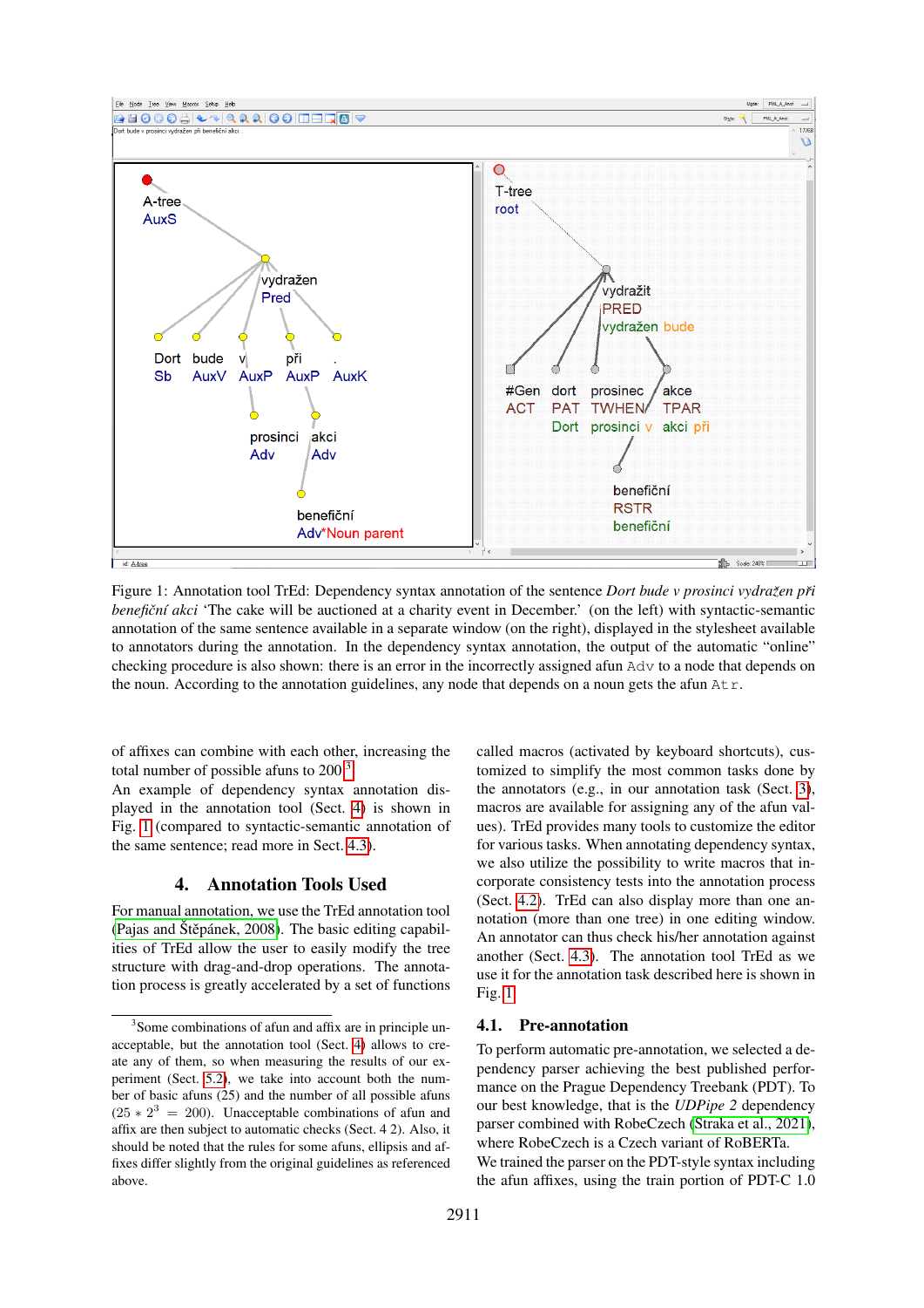Figure 1: Annotation tool TrEd: Dependency syntax annotation of the sentence *Dort bude v prosinci vydražen při benefiční akci* 'The cake will be auctioned at a charity event in December.' (on the left) with syntactic-semantic annotation of the same sentence available in a separate window (on the right), displayed in the stylesheet available to annotators during the annotation. In the dependency syntax annotation, the output of the automatic "online" checking procedure is also shown: there is an error in the incorrectly assigned afun `Adv` to a node that depends on the noun. According to the annotation guidelines, any node that depends on a noun gets the afun `Atr`.

of affixes can combine with each other, increasing the total number of possible afuns to 200.[3]

An example of dependency syntax annotation displayed in the annotation tool (Sect. 4) is shown in Fig. 1 (compared to syntactic-semantic annotation of the same sentence; read more in Sect. 4.3).

## 4. Annotation Tools Used

For manual annotation, we use the TrEd annotation tool (Pajas and Štěpánek, 2008). The basic editing capabilities of TrEd allow the user to easily modify the tree structure with drag-and-drop operations. The annotation process is greatly accelerated by a set of functions called macros (activated by keyboard shortcuts), customized to simplify the most common tasks done by the annotators (e.g., in our annotation task (Sect. 3), macros are available for assigning any of the afun values). TrEd provides many tools to customize the editor for various tasks. When annotating dependency syntax, we also utilize the possibility to write macros that incorporate consistency tests into the annotation process (Sect. 4.2). TrEd can also display more than one annotation (more than one tree) in one editing window. An annotator can thus check his/her annotation against another (Sect. 4.3). The annotation tool TrEd as we use it for the annotation task described here is shown in Fig. 1.

### 4.1. Pre-annotation

To perform automatic pre-annotation, we selected a dependency parser achieving the best published performance on the Prague Dependency Treebank (PDT). To our best knowledge, that is the *UDPipe 2* dependency parser combined with RobeCzech (Straka et al., 2021), where RobeCzech is a Czech variant of RoBERTa.

We trained the parser on the PDT-style syntax including the afun affixes, using the train portion of PDT-C 1.0

[3] Some combinations of afun and affix are in principle unacceptable, but the annotation tool (Sect. 4) allows to create any of them, so when measuring the results of our experiment (Sect. 5.2), we take into account both the number of basic afuns (25) and the number of all possible afuns ($25 * 2^3 = 200$). Unacceptable combinations of afun and affix are then subject to automatic checks (Sect. 4 2). Also, it should be noted that the rules for some afuns, ellipsis and affixes differ slightly from the original guidelines as referenced above.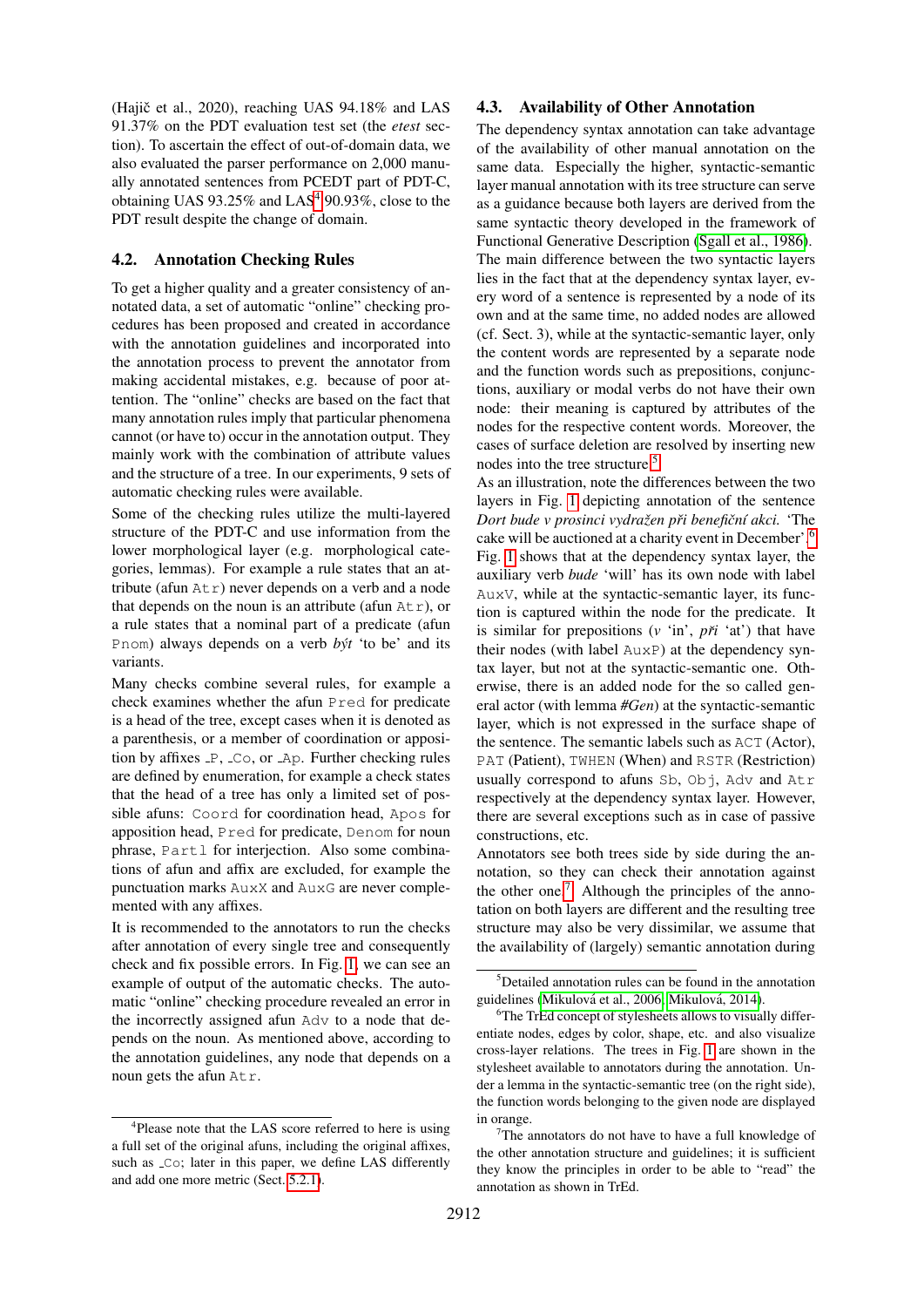(Hajič et al., 2020), reaching UAS 94.18% and LAS 91.37% on the PDT evaluation test set (the *etest* section). To ascertain the effect of out-of-domain data, we also evaluated the parser performance on 2,000 manually annotated sentences from PCEDT part of PDT-C, obtaining UAS 93.25% and LAS[4] 90.93%, close to the PDT result despite the change of domain.

## 4.2. Annotation Checking Rules

To get a higher quality and a greater consistency of annotated data, a set of automatic "online" checking procedures has been proposed and created in accordance with the annotation guidelines and incorporated into the annotation process to prevent the annotator from making accidental mistakes, e.g. because of poor attention. The "online" checks are based on the fact that many annotation rules imply that particular phenomena cannot (or have to) occur in the annotation output. They mainly work with the combination of attribute values and the structure of a tree. In our experiments, 9 sets of automatic checking rules were available.

Some of the checking rules utilize the multi-layered structure of the PDT-C and use information from the lower morphological layer (e.g. morphological categories, lemmas). For example a rule states that an attribute (afun `Atr`) never depends on a verb and a node that depends on the noun is an attribute (afun `Atr`), or a rule states that a nominal part of a predicate (afun `Pnom`) always depends on a verb *být* 'to be' and its variants.

Many checks combine several rules, for example a check examines whether the afun `Pred` for predicate is a head of the tree, except cases when it is denoted as a parenthesis, or a member of coordination or apposition by affixes `_P`, `_Co`, or `_Ap`. Further checking rules are defined by enumeration, for example a check states that the head of a tree has only a limited set of possible afuns: `Coord` for coordination head, `Apos` for apposition head, `Pred` for predicate, `Denom` for noun phrase, `Partl` for interjection. Also some combinations of afun and affix are excluded, for example the punctuation marks `AuxX` and `AuxG` are never complemented with any affixes.

It is recommended to the annotators to run the checks after annotation of every single tree and consequently check and fix possible errors. In Fig. 1, we can see an example of output of the automatic checks. The automatic "online" checking procedure revealed an error in the incorrectly assigned afun `Adv` to a node that depends on the noun. As mentioned above, according to the annotation guidelines, any node that depends on a noun gets the afun `Atr`.

[4] Please note that the LAS score referred to here is using a full set of the original afuns, including the original affixes, such as `_Co`; later in this paper, we define LAS differently and add one more metric (Sect. 5.2.1).

## 4.3. Availability of Other Annotation

The dependency syntax annotation can take advantage of the availability of other manual annotation on the same data. Especially the higher, syntactic-semantic layer manual annotation with its tree structure can serve as a guidance because both layers are derived from the same syntactic theory developed in the framework of Functional Generative Description (Sgall et al., 1986). The main difference between the two syntactic layers lies in the fact that at the dependency syntax layer, every word of a sentence is represented by a node of its own and at the same time, no added nodes are allowed (cf. Sect. 3), while at the syntactic-semantic layer, only the content words are represented by a separate node and the function words such as prepositions, conjunctions, auxiliary or modal verbs do not have their own node: their meaning is captured by attributes of the nodes for the respective content words. Moreover, the cases of surface deletion are resolved by inserting new nodes into the tree structure.[5]

As an illustration, note the differences between the two layers in Fig. 1 depicting annotation of the sentence *Dort bude v prosinci vydražen při benefiční akci.* 'The cake will be auctioned at a charity event in December'.[6] Fig. 1 shows that at the dependency syntax layer, the auxiliary verb *bude* 'will' has its own node with label `AuxV`, while at the syntactic-semantic layer, its function is captured within the node for the predicate. It is similar for prepositions (*v* 'in', *při* 'at') that have their nodes (with label `AuxP`) at the dependency syntax layer, but not at the syntactic-semantic one. Otherwise, there is an added node for the so called general actor (with lemma *#Gen*) at the syntactic-semantic layer, which is not expressed in the surface shape of the sentence. The semantic labels such as `ACT` (Actor), `PAT` (Patient), `TWHEN` (When) and `RSTR` (Restriction) usually correspond to afuns `Sb`, `Obj`, `Adv` and `Atr` respectively at the dependency syntax layer. However, there are several exceptions such as in case of passive constructions, etc.

Annotators see both trees side by side during the annotation, so they can check their annotation against the other one.[7] Although the principles of the annotation on both layers are different and the resulting tree structure may also be very dissimilar, we assume that the availability of (largely) semantic annotation during

[5] Detailed annotation rules can be found in the annotation guidelines (Mikulová et al., 2006; Mikulová, 2014).

[6] The TrEd concept of stylesheets allows to visually differentiate nodes, edges by color, shape, etc. and also visualize cross-layer relations. The trees in Fig. 1 are shown in the stylesheet available to annotators during the annotation. Under a lemma in the syntactic-semantic tree (on the right side), the function words belonging to the given node are displayed in orange.

[7] The annotators do not have to have a full knowledge of the other annotation structure and guidelines; it is sufficient they know the principles in order to be able to "read" the annotation as shown in TrEd.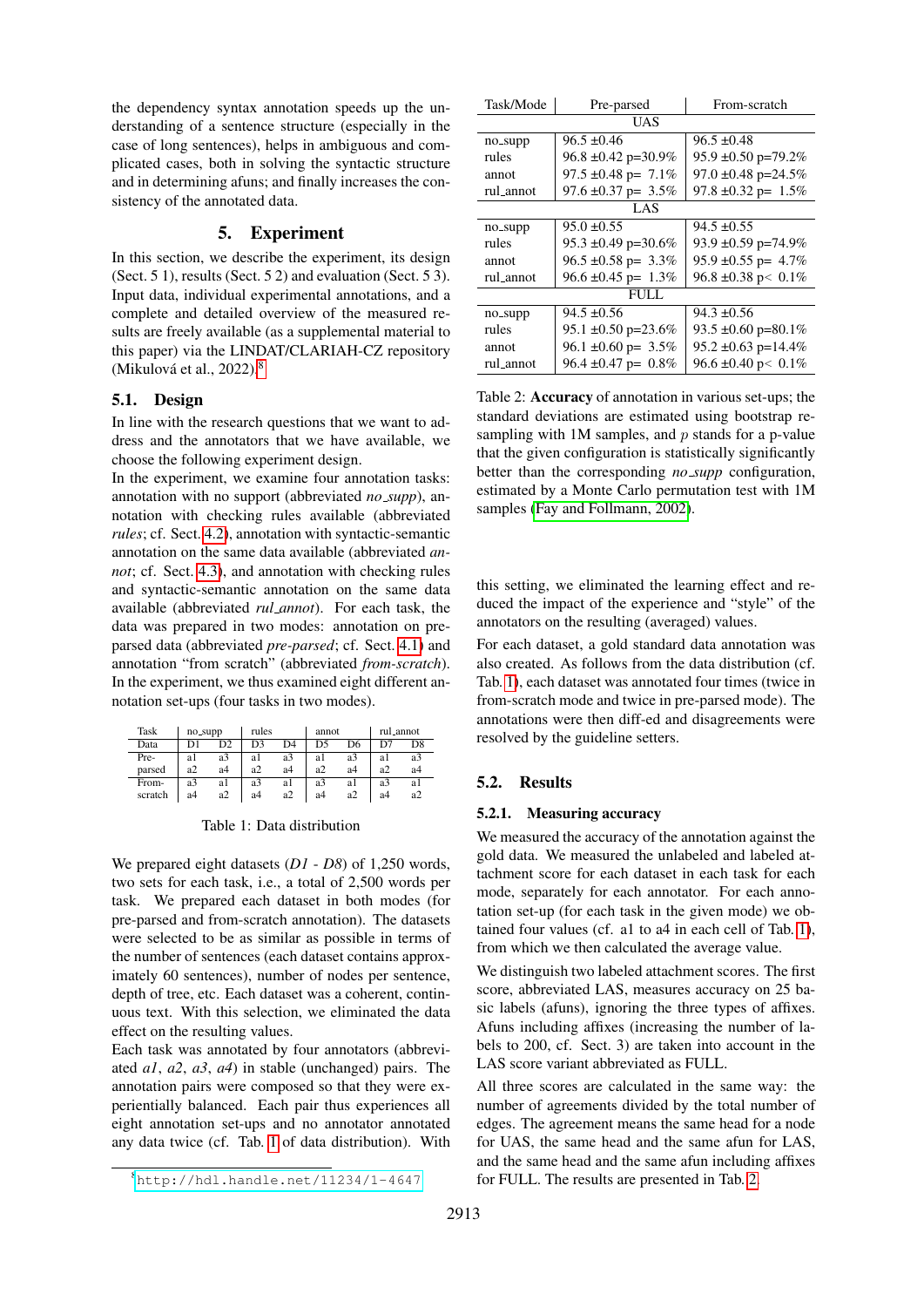the dependency syntax annotation speeds up the understanding of a sentence structure (especially in the case of long sentences), helps in ambiguous and complicated cases, both in solving the syntactic structure and in determining afuns; and finally increases the consistency of the annotated data.

## 5. Experiment

In this section, we describe the experiment, its design (Sect. 5 1), results (Sect. 5 2) and evaluation (Sect. 5 3). Input data, individual experimental annotations, and a complete and detailed overview of the measured results are freely available (as a supplemental material to this paper) via the LINDAT/CLARIAH-CZ repository (Mikulová et al., 2022).[8]

### 5.1. Design

In line with the research questions that we want to address and the annotators that we have available, we choose the following experiment design.

In the experiment, we examine four annotation tasks: annotation with no support (abbreviated *no_supp*), annotation with checking rules available (abbreviated *rules*; cf. Sect. 4.2), annotation with syntactic-semantic annotation on the same data available (abbreviated *annot*; cf. Sect. 4.3), and annotation with checking rules and syntactic-semantic annotation on the same data available (abbreviated *rul_annot*). For each task, the data was prepared in two modes: annotation on pre-parsed data (abbreviated *pre-parsed*; cf. Sect. 4.1) and annotation "from scratch" (abbreviated *from-scratch*). In the experiment, we thus examined eight different annotation set-ups (four tasks in two modes).

| Task | no_supp | | rules | | annot | | rul_annot | |
|---|---|---|---|---|---|---|---|---|
| Data | D1 | D2 | D3 | D4 | D5 | D6 | D7 | D8 |
| Pre-parsed | a1 | a3 | a1 | a3 | a1 | a3 | a1 | a3 |
| | a2 | a4 | a2 | a4 | a2 | a4 | a2 | a4 |
| From-scratch | a3 | a1 | a3 | a1 | a3 | a1 | a3 | a1 |
| | a4 | a2 | a4 | a2 | a4 | a2 | a4 | a2 |

Table 1: Data distribution

We prepared eight datasets (*D1 - D8*) of 1,250 words, two sets for each task, i.e., a total of 2,500 words per task. We prepared each dataset in both modes (for pre-parsed and from-scratch annotation). The datasets were selected to be as similar as possible in terms of the number of sentences (each dataset contains approximately 60 sentences), number of nodes per sentence, depth of tree, etc. Each dataset was a coherent, continuous text. With this selection, we eliminated the data effect on the resulting values.

Each task was annotated by four annotators (abbreviated *a1*, *a2*, *a3*, *a4*) in stable (unchanged) pairs. The annotation pairs were composed so that they were experientially balanced. Each pair thus experiences all eight annotation set-ups and no annotator annotated any data twice (cf. Tab. 1 of data distribution). With this setting, we eliminated the learning effect and reduced the impact of the experience and "style" of the annotators on the resulting (averaged) values.

For each dataset, a gold standard data annotation was also created. As follows from the data distribution (cf. Tab. 1), each dataset was annotated four times (twice in from-scratch mode and twice in pre-parsed mode). The annotations were then diff-ed and disagreements were resolved by the guideline setters.

| Task/Mode | Pre-parsed | From-scratch |
|---|---|---|
| UAS | | |
| no_supp | 96.5 ±0.46 | 96.5 ±0.48 |
| rules | 96.8 ±0.42 p=30.9% | 95.9 ±0.50 p=79.2% |
| annot | 97.5 ±0.48 p= 7.1% | 97.0 ±0.48 p=24.5% |
| rul_annot | 97.6 ±0.37 p= 3.5% | 97.8 ±0.32 p= 1.5% |
| LAS | | |
| no_supp | 95.0 ±0.55 | 94.5 ±0.55 |
| rules | 95.3 ±0.49 p=30.6% | 93.9 ±0.59 p=74.9% |
| annot | 96.5 ±0.58 p= 3.3% | 95.9 ±0.55 p= 4.7% |
| rul_annot | 96.6 ±0.45 p= 1.3% | 96.8 ±0.38 p< 0.1% |
| FULL | | |
| no_supp | 94.5 ±0.56 | 94.3 ±0.56 |
| rules | 95.1 ±0.50 p=23.6% | 93.5 ±0.60 p=80.1% |
| annot | 96.1 ±0.60 p= 3.5% | 95.2 ±0.63 p=14.4% |
| rul_annot | 96.4 ±0.47 p= 0.8% | 96.6 ±0.40 p< 0.1% |

Table 2: **Accuracy** of annotation in various set-ups; the standard deviations are estimated using bootstrap resampling with 1M samples, and $p$ stands for a p-value that the given configuration is statistically significantly better than the corresponding *no_supp* configuration, estimated by a Monte Carlo permutation test with 1M samples (Fay and Follmann, 2002).

### 5.2. Results

#### 5.2.1. Measuring accuracy

We measured the accuracy of the annotation against the gold data. We measured the unlabeled and labeled attachment score for each dataset in each task for each mode, separately for each annotator. For each annotation set-up (for each task in the given mode) we obtained four values (cf. a1 to a4 in each cell of Tab. 1), from which we then calculated the average value.

We distinguish two labeled attachment scores. The first score, abbreviated LAS, measures accuracy on 25 basic labels (afuns), ignoring the three types of affixes. Afuns including affixes (increasing the number of labels to 200, cf. Sect. 3) are taken into account in the LAS score variant abbreviated as FULL.

All three scores are calculated in the same way: the number of agreements divided by the total number of edges. The agreement means the same head for a node for UAS, the same head and the same afun for LAS, and the same head and the same afun including affixes for FULL. The results are presented in Tab. 2.

[8] http://hdl.handle.net/11234/1-4647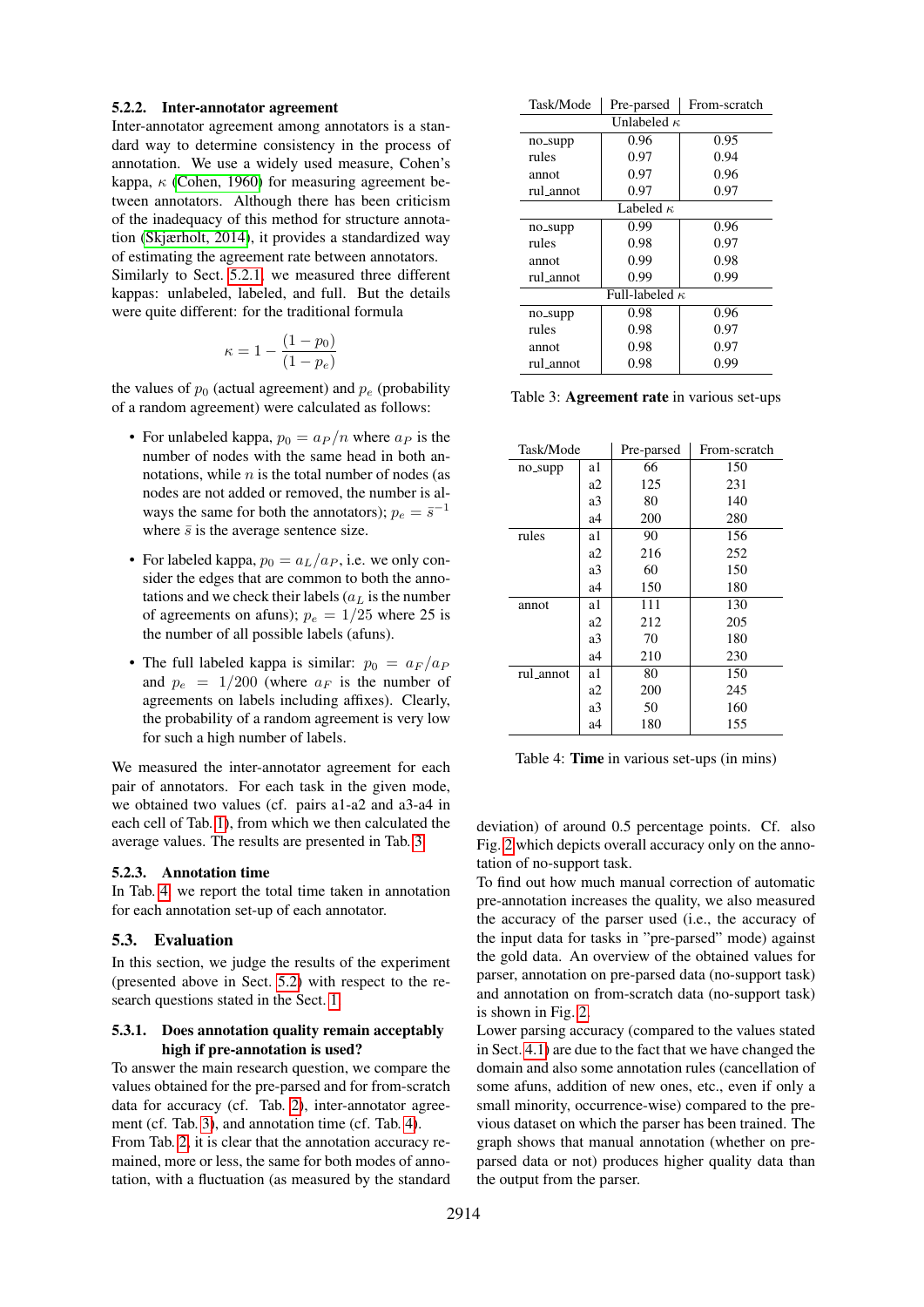### 5.2.2. Inter-annotator agreement

Inter-annotator agreement among annotators is a standard way to determine consistency in the process of annotation. We use a widely used measure, Cohen's kappa, $\kappa$ (Cohen, 1960) for measuring agreement between annotators. Although there has been criticism of the inadequacy of this method for structure annotation (Skjærholt, 2014), it provides a standardized way of estimating the agreement rate between annotators.
Similarly to Sect. 5.2.1. we measured three different kappas: unlabeled, labeled, and full. But the details were quite different: for the traditional formula

$$\kappa = 1 - \frac{(1 - p_0)}{(1 - p_e)}$$

the values of $p_0$ (actual agreement) and $p_e$ (probability of a random agreement) were calculated as follows:

- For unlabeled kappa, $p_0 = a_P/n$ where $a_P$ is the number of nodes with the same head in both annotations, while $n$ is the total number of nodes (as nodes are not added or removed, the number is always the same for both the annotators); $p_e = \bar{s}^{-1}$ where $\bar{s}$ is the average sentence size.
- For labeled kappa, $p_0 = a_L/a_P$, i.e. we only consider the edges that are common to both the annotations and we check their labels ($a_L$ is the number of agreements on afuns); $p_e = 1/25$ where 25 is the number of all possible labels (afuns).
- The full labeled kappa is similar: $p_0 = a_F/a_P$ and $p_e = 1/200$ (where $a_F$ is the number of agreements on labels including affixes). Clearly, the probability of a random agreement is very low for such a high number of labels.

We measured the inter-annotator agreement for each pair of annotators. For each task in the given mode, we obtained two values (cf. pairs a1-a2 and a3-a4 in each cell of Tab. 1), from which we then calculated the average values. The results are presented in Tab. 3.

| Task/Mode | Pre-parsed | From-scratch |
|---|---|---|
| Unlabeled $\kappa$ | | |
| no_supp | 0.96 | 0.95 |
| rules | 0.97 | 0.94 |
| annot | 0.97 | 0.96 |
| rul_annot | 0.97 | 0.97 |
| Labeled $\kappa$ | | |
| no_supp | 0.99 | 0.96 |
| rules | 0.98 | 0.97 |
| annot | 0.99 | 0.98 |
| rul_annot | 0.99 | 0.99 |
| Full-labeled $\kappa$ | | |
| no_supp | 0.98 | 0.96 |
| rules | 0.98 | 0.97 |
| annot | 0.98 | 0.97 |
| rul_annot | 0.98 | 0.99 |

Table 3: **Agreement rate** in various set-ups

### 5.2.3. Annotation time

In Tab. 4. we report the total time taken in annotation for each annotation set-up of each annotator.

| Task/Mode | | Pre-parsed | From-scratch |
|---|---|---|---|
| no_supp | a1 | 66 | 150 |
| | a2 | 125 | 231 |
| | a3 | 80 | 140 |
| | a4 | 200 | 280 |
| rules | a1 | 90 | 156 |
| | a2 | 216 | 252 |
| | a3 | 60 | 150 |
| | a4 | 150 | 180 |
| annot | a1 | 111 | 130 |
| | a2 | 212 | 205 |
| | a3 | 70 | 180 |
| | a4 | 210 | 230 |
| rul_annot | a1 | 80 | 150 |
| | a2 | 200 | 245 |
| | a3 | 50 | 160 |
| | a4 | 180 | 155 |

Table 4: **Time** in various set-ups (in mins)

## 5.3. Evaluation

In this section, we judge the results of the experiment (presented above in Sect. 5.2) with respect to the research questions stated in the Sect. 1.

### 5.3.1. Does annotation quality remain acceptably high if pre-annotation is used?

To answer the main research question, we compare the values obtained for the pre-parsed and for from-scratch data for accuracy (cf. Tab. 2), inter-annotator agreement (cf. Tab. 3), and annotation time (cf. Tab. 4).
From Tab. 2, it is clear that the annotation accuracy remained, more or less, the same for both modes of annotation, with a fluctuation (as measured by the standard deviation) of around 0.5 percentage points. Cf. also Fig. 2 which depicts overall accuracy only on the annotation of no-support task.
To find out how much manual correction of automatic pre-annotation increases the quality, we also measured the accuracy of the parser used (i.e., the accuracy of the input data for tasks in "pre-parsed" mode) against the gold data. An overview of the obtained values for parser, annotation on pre-parsed data (no-support task) and annotation on from-scratch data (no-support task) is shown in Fig. 2.
Lower parsing accuracy (compared to the values stated in Sect. 4.1) are due to the fact that we have changed the domain and also some annotation rules (cancellation of some afuns, addition of new ones, etc., even if only a small minority, occurrence-wise) compared to the previous dataset on which the parser has been trained. The graph shows that manual annotation (whether on pre-parsed data or not) produces higher quality data than the output from the parser.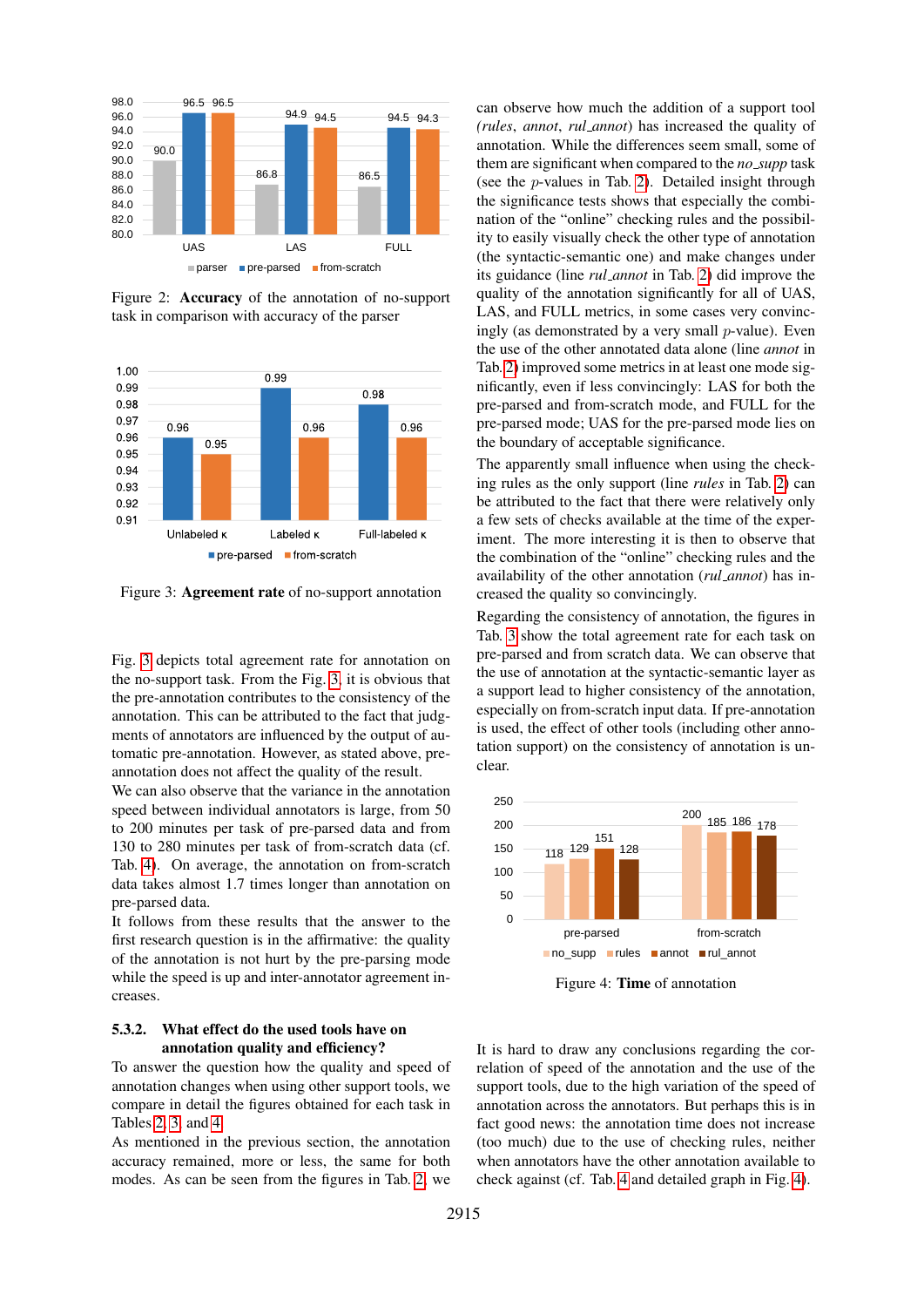98.0
96.0
94.0
92.0
90.0
88.0
86.0
84.0
82.0
80.0

90.0 96.5 96.5 86.8 94.9 94.5 86.5 94.5 94.3

UAS LAS FULL

parser pre-parsed from-scratch

Figure 2: **Accuracy** of the annotation of no-support task in comparison with accuracy of the parser

1.00
0.99
0.98
0.97
0.96
0.95
0.94
0.93
0.92
0.91

0.96 0.95 0.99 0.96 0.98 0.96

Unlabeled κ Labeled κ Full-labeled κ

pre-parsed from-scratch

Figure 3: **Agreement rate** of no-support annotation

Fig. 3 depicts total agreement rate for annotation on the no-support task. From the Fig. 3 it is obvious that the pre-annotation contributes to the consistency of the annotation. This can be attributed to the fact that judgments of annotators are influenced by the output of automatic pre-annotation. However, as stated above, pre-annotation does not affect the quality of the result.

We can also observe that the variance in the annotation speed between individual annotators is large, from 50 to 200 minutes per task of pre-parsed data and from 130 to 280 minutes per task of from-scratch data (cf. Tab. 4). On average, the annotation on from-scratch data takes almost 1.7 times longer than annotation on pre-parsed data.

It follows from these results that the answer to the first research question is in the affirmative: the quality of the annotation is not hurt by the pre-parsing mode while the speed is up and inter-annotator agreement increases.

#### 5.3.2. What effect do the used tools have on annotation quality and efficiency?

To answer the question how the quality and speed of annotation changes when using other support tools, we compare in detail the figures obtained for each task in Tables 2, 3, and 4.

As mentioned in the previous section, the annotation accuracy remained, more or less, the same for both modes. As can be seen from the figures in Tab. 2, we can observe how much the addition of a support tool (*rules*, *annot*, *rul_annot*) has increased the quality of annotation. While the differences seem small, some of them are significant when compared to the *no_supp* task (see the $p$-values in Tab. 2). Detailed insight through the significance tests shows that especially the combination of the "online" checking rules and the possibility to easily visually check the other type of annotation (the syntactic-semantic one) and make changes under its guidance (line *rul_annot* in Tab. 2) did improve the quality of the annotation significantly for all of UAS, LAS, and FULL metrics, in some cases very convincingly (as demonstrated by a very small $p$-value). Even the use of the other annotated data alone (line *annot* in Tab. 2) improved some metrics in at least one mode significantly, even if less convincingly: LAS for both the pre-parsed and from-scratch mode, and FULL for the pre-parsed mode; UAS for the pre-parsed mode lies on the boundary of acceptable significance.

The apparently small influence when using the checking rules as the only support (line *rules* in Tab. 2) can be attributed to the fact that there were relatively only a few sets of checks available at the time of the experiment. The more interesting it is then to observe that the combination of the "online" checking rules and the availability of the other annotation (*rul_annot*) has increased the quality so convincingly.

Regarding the consistency of annotation, the figures in Tab. 3 show the total agreement rate for each task on pre-parsed and from scratch data. We can observe that the use of annotation at the syntactic-semantic layer as a support lead to higher consistency of the annotation, especially on from-scratch input data. If pre-annotation is used, the effect of other tools (including other annotation support) on the consistency of annotation is unclear.

250
200
150
100
50
0

118 129 151 128 200 185 186 178

pre-parsed from-scratch

no_supp rules annot rul_annot

Figure 4: **Time** of annotation

It is hard to draw any conclusions regarding the correlation of speed of the annotation and the use of the support tools, due to the high variation of the speed of annotation across the annotators. But perhaps this is in fact good news: the annotation time does not increase (too much) due to the use of checking rules, neither when annotators have the other annotation available to check against (cf. Tab. 4 and detailed graph in Fig. 4).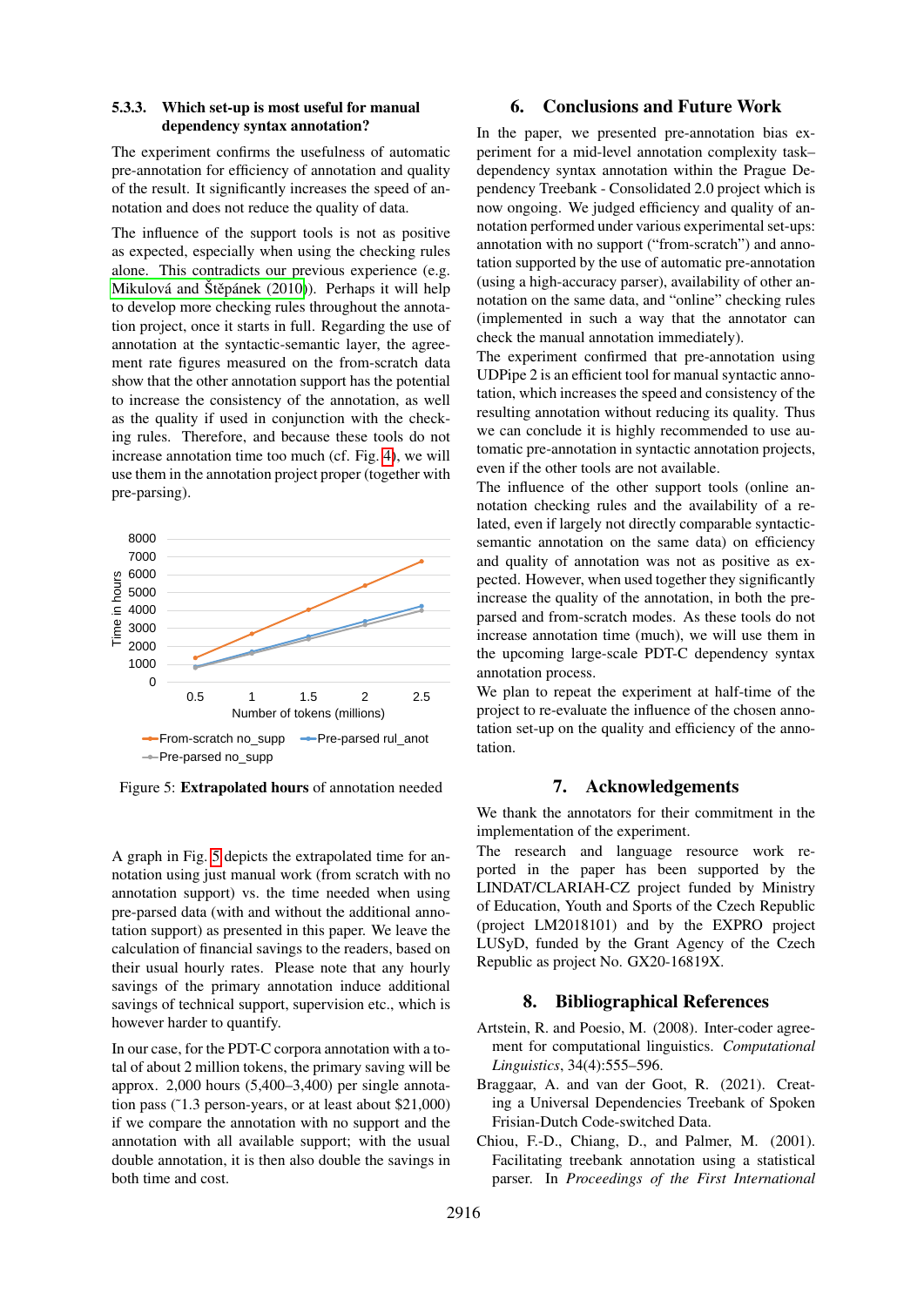#### 5.3.3. Which set-up is most useful for manual dependency syntax annotation?

The experiment confirms the usefulness of automatic pre-annotation for efficiency of annotation and quality of the result. It significantly increases the speed of annotation and does not reduce the quality of data.

The influence of the support tools is not as positive as expected, especially when using the checking rules alone. This contradicts our previous experience (e.g. Mikulová and Štěpánek (2010)). Perhaps it will help to develop more checking rules throughout the annotation project, once it starts in full. Regarding the use of annotation at the syntactic-semantic layer, the agreement rate figures measured on the from-scratch data show that the other annotation support has the potential to increase the consistency of the annotation, as well as the quality if used in conjunction with the checking rules. Therefore, and because these tools do not increase annotation time too much (cf. Fig. 4), we will use them in the annotation project proper (together with pre-parsing).

8000
7000
6000
5000
4000
3000
2000
1000
0
Time in hours
0.5
1
1.5
2
2.5
Number of tokens (millions)
From-scratch no_supp
Pre-parsed rul_anot
Pre-parsed no_supp

Figure 5: **Extrapolated hours** of annotation needed

A graph in Fig. 5 depicts the extrapolated time for annotation using just manual work (from scratch with no annotation support) vs. the time needed when using pre-parsed data (with and without the additional annotation support) as presented in this paper. We leave the calculation of financial savings to the readers, based on their usual hourly rates. Please note that any hourly savings of the primary annotation induce additional savings of technical support, supervision etc., which is however harder to quantify.

In our case, for the PDT-C corpora annotation with a total of about 2 million tokens, the primary saving will be approx. 2,000 hours (5,400–3,400) per single annotation pass (˜1.3 person-years, or at least about \$21,000) if we compare the annotation with no support and the annotation with all available support; with the usual double annotation, it is then also double the savings in both time and cost.

## 6. Conclusions and Future Work

In the paper, we presented pre-annotation bias experiment for a mid-level annotation complexity task– dependency syntax annotation within the Prague Dependency Treebank - Consolidated 2.0 project which is now ongoing. We judged efficiency and quality of annotation performed under various experimental set-ups: annotation with no support ("from-scratch") and annotation supported by the use of automatic pre-annotation (using a high-accuracy parser), availability of other annotation on the same data, and "online" checking rules (implemented in such a way that the annotator can check the manual annotation immediately).

The experiment confirmed that pre-annotation using UDPipe 2 is an efficient tool for manual syntactic annotation, which increases the speed and consistency of the resulting annotation without reducing its quality. Thus we can conclude it is highly recommended to use automatic pre-annotation in syntactic annotation projects, even if the other tools are not available.

The influence of the other support tools (online annotation checking rules and the availability of a related, even if largely not directly comparable syntactic-semantic annotation on the same data) on efficiency and quality of annotation was not as positive as expected. However, when used together they significantly increase the quality of the annotation, in both the pre-parsed and from-scratch modes. As these tools do not increase annotation time (much), we will use them in the upcoming large-scale PDT-C dependency syntax annotation process.

We plan to repeat the experiment at half-time of the project to re-evaluate the influence of the chosen annotation set-up on the quality and efficiency of the annotation.

## 7. Acknowledgements

We thank the annotators for their commitment in the implementation of the experiment.

The research and language resource work reported in the paper has been supported by the LINDAT/CLARIAH-CZ project funded by Ministry of Education, Youth and Sports of the Czech Republic (project LM2018101) and by the EXPRO project LUSyD, funded by the Grant Agency of the Czech Republic as project No. GX20-16819X.

## 8. Bibliographical References

Artstein, R. and Poesio, M. (2008). Inter-coder agreement for computational linguistics. *Computational Linguistics*, 34(4):555–596.

Braggaar, A. and van der Goot, R. (2021). Creating a Universal Dependencies Treebank of Spoken Frisian-Dutch Code-switched Data.

Chiou, F.-D., Chiang, D., and Palmer, M. (2001). Facilitating treebank annotation using a statistical parser. In *Proceedings of the First International*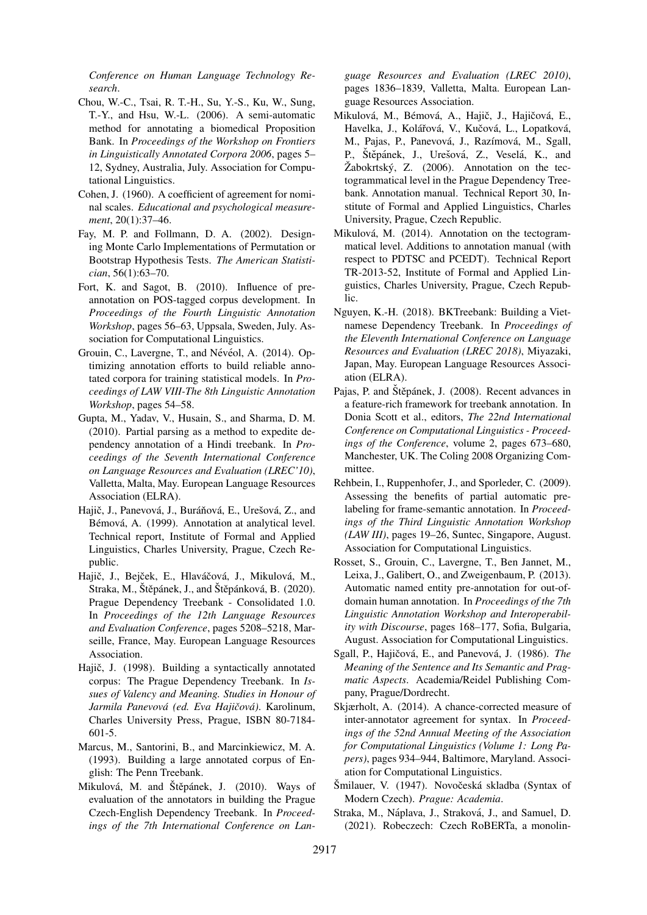*Conference on Human Language Technology Research*.

Chou, W.-C., Tsai, R. T.-H., Su, Y.-S., Ku, W., Sung, T.-Y., and Hsu, W.-L. (2006). A semi-automatic method for annotating a biomedical Proposition Bank. In *Proceedings of the Workshop on Frontiers in Linguistically Annotated Corpora 2006*, pages 5–12, Sydney, Australia, July. Association for Computational Linguistics.

Cohen, J. (1960). A coefficient of agreement for nominal scales. *Educational and psychological measurement*, 20(1):37–46.

Fay, M. P. and Follmann, D. A. (2002). Designing Monte Carlo Implementations of Permutation or Bootstrap Hypothesis Tests. *The American Statistician*, 56(1):63–70.

Fort, K. and Sagot, B. (2010). Influence of pre-annotation on POS-tagged corpus development. In *Proceedings of the Fourth Linguistic Annotation Workshop*, pages 56–63, Uppsala, Sweden, July. Association for Computational Linguistics.

Grouin, C., Lavergne, T., and Névéol, A. (2014). Optimizing annotation efforts to build reliable annotated corpora for training statistical models. In *Proceedings of LAW VIII-The 8th Linguistic Annotation Workshop*, pages 54–58.

Gupta, M., Yadav, V., Husain, S., and Sharma, D. M. (2010). Partial parsing as a method to expedite dependency annotation of a Hindi treebank. In *Proceedings of the Seventh International Conference on Language Resources and Evaluation (LREC'10)*, Valletta, Malta, May. European Language Resources Association (ELRA).

Hajič, J., Panevová, J., Buráňová, E., Urešová, Z., and Bémová, A. (1999). Annotation at analytical level. Technical report, Institute of Formal and Applied Linguistics, Charles University, Prague, Czech Republic.

Hajič, J., Bejček, E., Hlaváčová, J., Mikulová, M., Straka, M., Štěpánek, J., and Štěpánková, B. (2020). Prague Dependency Treebank - Consolidated 1.0. In *Proceedings of the 12th Language Resources and Evaluation Conference*, pages 5208–5218, Marseille, France, May. European Language Resources Association.

Hajič, J. (1998). Building a syntactically annotated corpus: The Prague Dependency Treebank. In *Issues of Valency and Meaning. Studies in Honour of Jarmila Panevová (ed. Eva Hajičová)*. Karolinum, Charles University Press, Prague, ISBN 80-7184-601-5.

Marcus, M., Santorini, B., and Marcinkiewicz, M. A. (1993). Building a large annotated corpus of English: The Penn Treebank.

Mikulová, M. and Štěpánek, J. (2010). Ways of evaluation of the annotators in building the Prague Czech-English Dependency Treebank. In *Proceedings of the 7th International Conference on Language Resources and Evaluation (LREC 2010)*, pages 1836–1839, Valletta, Malta. European Language Resources Association.

Mikulová, M., Bémová, A., Hajič, J., Hajičová, E., Havelka, J., Kolářová, V., Kučová, L., Lopatková, M., Pajas, P., Panevová, J., Razímová, M., Sgall, P., Štěpánek, J., Urešová, Z., Veselá, K., and Žabokrtský, Z. (2006). Annotation on the tectogrammatical level in the Prague Dependency Treebank. Annotation manual. Technical Report 30, Institute of Formal and Applied Linguistics, Charles University, Prague, Czech Republic.

Mikulová, M. (2014). Annotation on the tectogrammatical level. Additions to annotation manual (with respect to PDTSC and PCEDT). Technical Report TR-2013-52, Institute of Formal and Applied Linguistics, Charles University, Prague, Czech Republic.

Nguyen, K.-H. (2018). BKTreebank: Building a Vietnamese Dependency Treebank. In *Proceedings of the Eleventh International Conference on Language Resources and Evaluation (LREC 2018)*, Miyazaki, Japan, May. European Language Resources Association (ELRA).

Pajas, P. and Štěpánek, J. (2008). Recent advances in a feature-rich framework for treebank annotation. In Donia Scott et al., editors, *The 22nd International Conference on Computational Linguistics - Proceedings of the Conference*, volume 2, pages 673–680, Manchester, UK. The Coling 2008 Organizing Committee.

Rehbein, I., Ruppenhofer, J., and Sporleder, C. (2009). Assessing the benefits of partial automatic pre-labeling for frame-semantic annotation. In *Proceedings of the Third Linguistic Annotation Workshop (LAW III)*, pages 19–26, Suntec, Singapore, August. Association for Computational Linguistics.

Rosset, S., Grouin, C., Lavergne, T., Ben Jannet, M., Leixa, J., Galibert, O., and Zweigenbaum, P. (2013). Automatic named entity pre-annotation for out-of-domain human annotation. In *Proceedings of the 7th Linguistic Annotation Workshop and Interoperability with Discourse*, pages 168–177, Sofia, Bulgaria, August. Association for Computational Linguistics.

Sgall, P., Hajičová, E., and Panevová, J. (1986). *The Meaning of the Sentence and Its Semantic and Pragmatic Aspects*. Academia/Reidel Publishing Company, Prague/Dordrecht.

Skjærholt, A. (2014). A chance-corrected measure of inter-annotator agreement for syntax. In *Proceedings of the 52nd Annual Meeting of the Association for Computational Linguistics (Volume 1: Long Papers)*, pages 934–944, Baltimore, Maryland. Association for Computational Linguistics.

Šmilauer, V. (1947). Novočeská skladba (Syntax of Modern Czech). *Prague: Academia*.

Straka, M., Náplava, J., Straková, J., and Samuel, D. (2021). Robeczech: Czech RoBERTa, a monolin-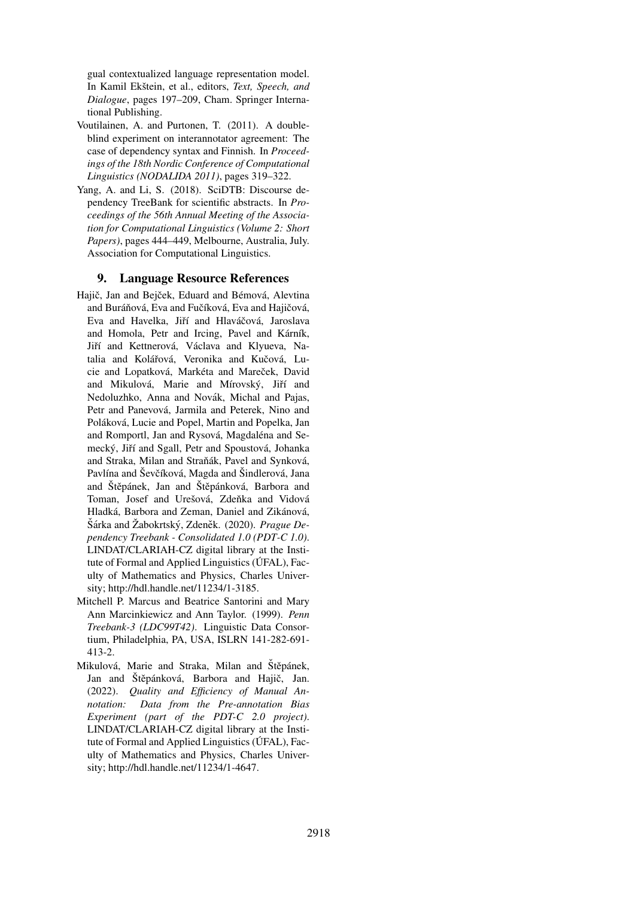gual contextualized language representation model. In Kamil Ekštein, et al., editors, *Text, Speech, and Dialogue*, pages 197–209, Cham. Springer International Publishing.

Voutilainen, A. and Purtonen, T. (2011). A double-blind experiment on interannotator agreement: The case of dependency syntax and Finnish. In *Proceedings of the 18th Nordic Conference of Computational Linguistics (NODALIDA 2011)*, pages 319–322.

Yang, A. and Li, S. (2018). SciDTB: Discourse dependency TreeBank for scientific abstracts. In *Proceedings of the 56th Annual Meeting of the Association for Computational Linguistics (Volume 2: Short Papers)*, pages 444–449, Melbourne, Australia, July. Association for Computational Linguistics.

## 9. Language Resource References

Hajič, Jan and Bejček, Eduard and Bémová, Alevtina and Buráňová, Eva and Fučíková, Eva and Hajičová, Eva and Havelka, Jiří and Hlaváčová, Jaroslava and Homola, Petr and Ircing, Pavel and Kárník, Jiří and Kettnerová, Václava and Klyueva, Natalia and Kolářová, Veronika and Kučová, Lucie and Lopatková, Markéta and Mareček, David and Mikulová, Marie and Mírovský, Jiří and Nedoluzhko, Anna and Novák, Michal and Pajas, Petr and Panevová, Jarmila and Peterek, Nino and Poláková, Lucie and Popel, Martin and Popelka, Jan and Romportl, Jan and Rysová, Magdaléna and Semecký, Jiří and Sgall, Petr and Spoustová, Johanka and Straka, Milan and Straňák, Pavel and Synková, Pavlína and Ševčíková, Magda and Šindlerová, Jana and Štěpánek, Jan and Štěpánková, Barbora and Toman, Josef and Urešová, Zdeňka and Vidová Hladká, Barbora and Zeman, Daniel and Zikánová, Šárka and Žabokrtský, Zdeněk. (2020). *Prague Dependency Treebank - Consolidated 1.0 (PDT-C 1.0)*. LINDAT/CLARIAH-CZ digital library at the Institute of Formal and Applied Linguistics (ÚFAL), Faculty of Mathematics and Physics, Charles University; http://hdl.handle.net/11234/1-3185.

Mitchell P. Marcus and Beatrice Santorini and Mary Ann Marcinkiewicz and Ann Taylor. (1999). *Penn Treebank-3 (LDC99T42)*. Linguistic Data Consortium, Philadelphia, PA, USA, ISLRN 141-282-691-413-2.

Mikulová, Marie and Straka, Milan and Štěpánek, Jan and Štěpánková, Barbora and Hajič, Jan. (2022). *Quality and Efficiency of Manual Annotation: Data from the Pre-annotation Bias Experiment (part of the PDT-C 2.0 project)*. LINDAT/CLARIAH-CZ digital library at the Institute of Formal and Applied Linguistics (ÚFAL), Faculty of Mathematics and Physics, Charles University; http://hdl.handle.net/11234/1-4647.